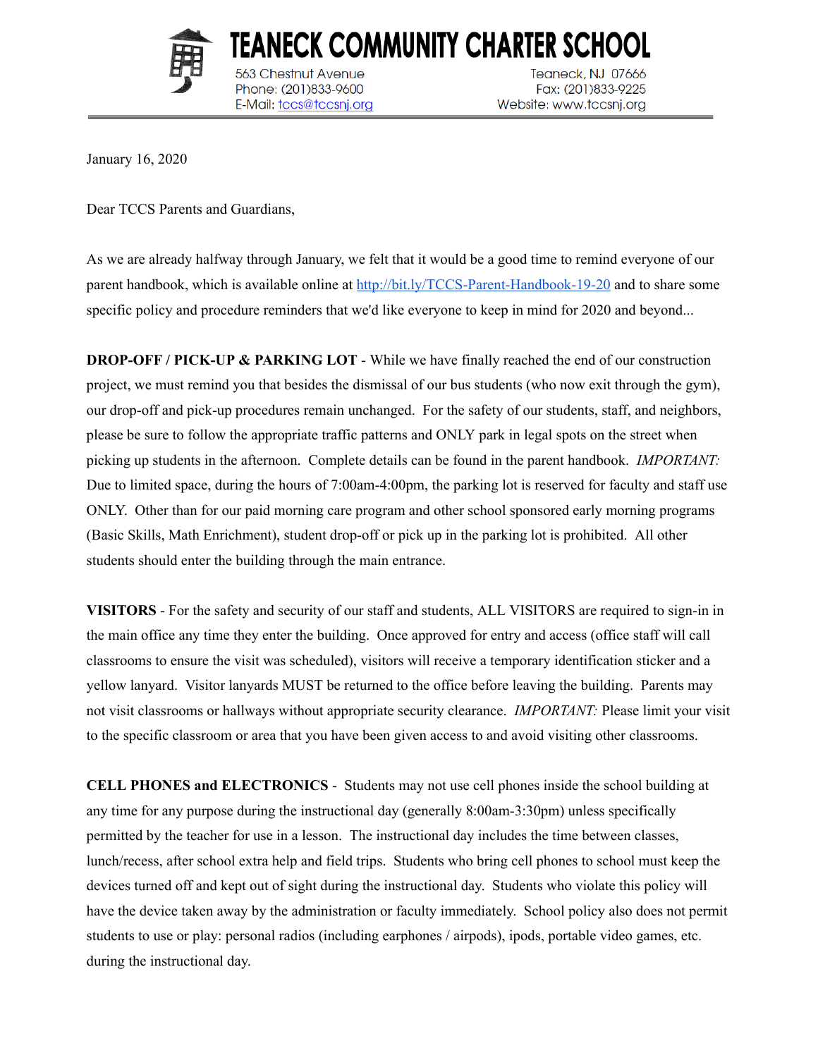# TEANECK COMMUNITY CHARTER SCHOOL

563 Chestnut Avenue
Phone: (201)833-9600
E-Mail: tccs@tccsnj.org

Teaneck, NJ 07666
Fax: (201)833-9225
Website: www.tccsnj.org

January 16, 2020

Dear TCCS Parents and Guardians,

As we are already halfway through January, we felt that it would be a good time to remind everyone of our parent handbook, which is available online at http://bit.ly/TCCS-Parent-Handbook-19-20 and to share some specific policy and procedure reminders that we'd like everyone to keep in mind for 2020 and beyond...

**DROP-OFF / PICK-UP & PARKING LOT** - While we have finally reached the end of our construction project, we must remind you that besides the dismissal of our bus students (who now exit through the gym), our drop-off and pick-up procedures remain unchanged. For the safety of our students, staff, and neighbors, please be sure to follow the appropriate traffic patterns and ONLY park in legal spots on the street when picking up students in the afternoon. Complete details can be found in the parent handbook. *IMPORTANT:* Due to limited space, during the hours of 7:00am-4:00pm, the parking lot is reserved for faculty and staff use ONLY. Other than for our paid morning care program and other school sponsored early morning programs (Basic Skills, Math Enrichment), student drop-off or pick up in the parking lot is prohibited. All other students should enter the building through the main entrance.

**VISITORS** - For the safety and security of our staff and students, ALL VISITORS are required to sign-in in the main office any time they enter the building. Once approved for entry and access (office staff will call classrooms to ensure the visit was scheduled), visitors will receive a temporary identification sticker and a yellow lanyard. Visitor lanyards MUST be returned to the office before leaving the building. Parents may not visit classrooms or hallways without appropriate security clearance. *IMPORTANT:* Please limit your visit to the specific classroom or area that you have been given access to and avoid visiting other classrooms.

**CELL PHONES and ELECTRONICS** - Students may not use cell phones inside the school building at any time for any purpose during the instructional day (generally 8:00am-3:30pm) unless specifically permitted by the teacher for use in a lesson. The instructional day includes the time between classes, lunch/recess, after school extra help and field trips. Students who bring cell phones to school must keep the devices turned off and kept out of sight during the instructional day. Students who violate this policy will have the device taken away by the administration or faculty immediately. School policy also does not permit students to use or play: personal radios (including earphones / airpods), ipods, portable video games, etc. during the instructional day.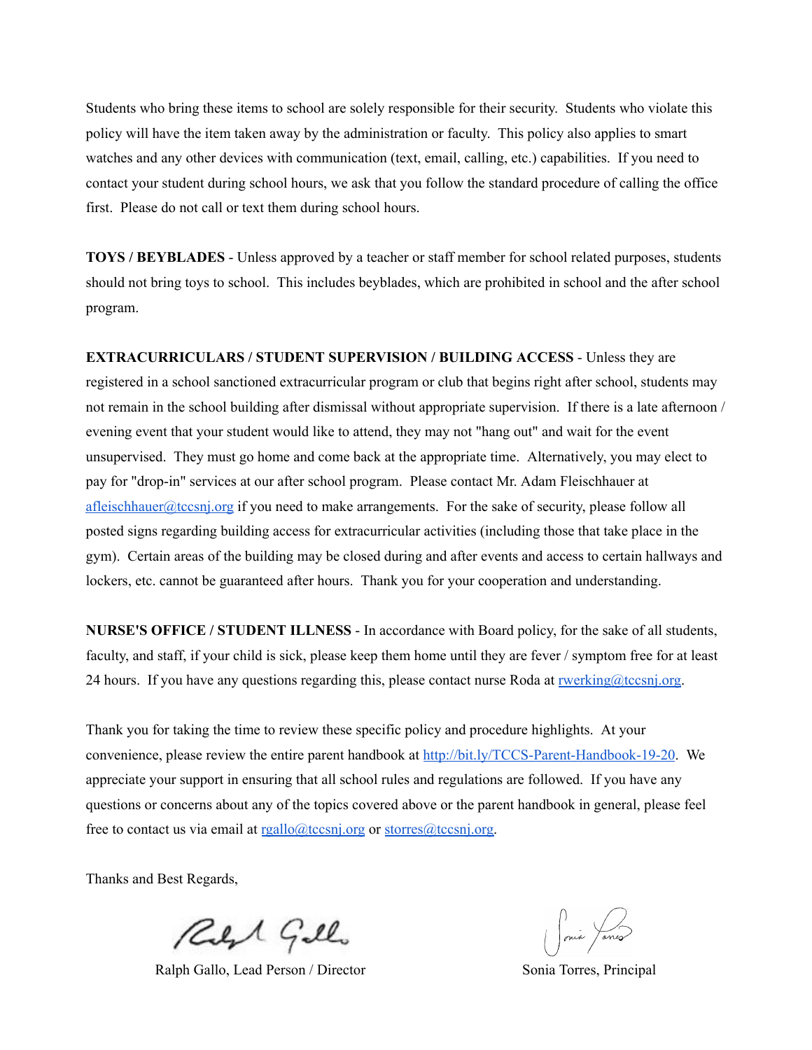Students who bring these items to school are solely responsible for their security. Students who violate this policy will have the item taken away by the administration or faculty. This policy also applies to smart watches and any other devices with communication (text, email, calling, etc.) capabilities. If you need to contact your student during school hours, we ask that you follow the standard procedure of calling the office first. Please do not call or text them during school hours.

**TOYS / BEYBLADES** - Unless approved by a teacher or staff member for school related purposes, students should not bring toys to school. This includes beyblades, which are prohibited in school and the after school program.

**EXTRACURRICULARS / STUDENT SUPERVISION / BUILDING ACCESS** - Unless they are registered in a school sanctioned extracurricular program or club that begins right after school, students may not remain in the school building after dismissal without appropriate supervision. If there is a late afternoon / evening event that your student would like to attend, they may not "hang out" and wait for the event unsupervised. They must go home and come back at the appropriate time. Alternatively, you may elect to pay for "drop-in" services at our after school program. Please contact Mr. Adam Fleischhauer at afleischhauer@tccsnj.org if you need to make arrangements. For the sake of security, please follow all posted signs regarding building access for extracurricular activities (including those that take place in the gym). Certain areas of the building may be closed during and after events and access to certain hallways and lockers, etc. cannot be guaranteed after hours. Thank you for your cooperation and understanding.

**NURSE'S OFFICE / STUDENT ILLNESS** - In accordance with Board policy, for the sake of all students, faculty, and staff, if your child is sick, please keep them home until they are fever / symptom free for at least 24 hours. If you have any questions regarding this, please contact nurse Roda at rwerking@tccsnj.org.

Thank you for taking the time to review these specific policy and procedure highlights. At your convenience, please review the entire parent handbook at http://bit.ly/TCCS-Parent-Handbook-19-20. We appreciate your support in ensuring that all school rules and regulations are followed. If you have any questions or concerns about any of the topics covered above or the parent handbook in general, please feel free to contact us via email at rgallo@tccsnj.org or storres@tccsnj.org.

Thanks and Best Regards,

Ralph Gallo, Lead Person / Director

Sonia Torres, Principal